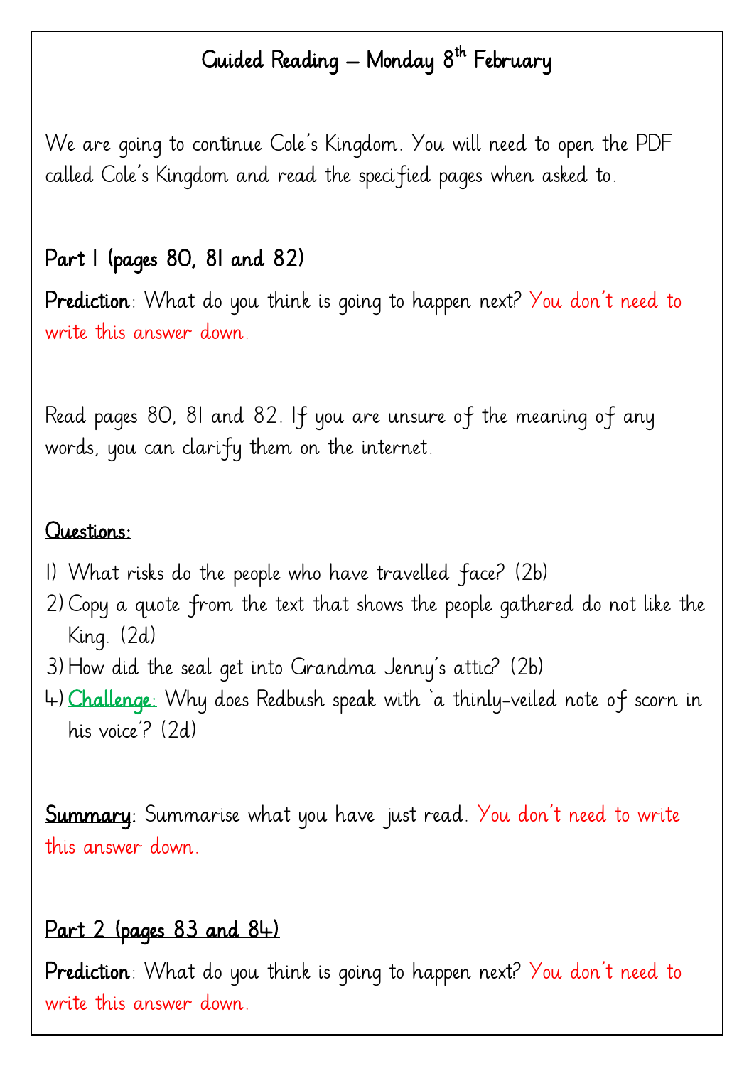# Guided Reading – Monday 8th February

We are going to continue Cole's Kingdom. You will need to open the PDF called Cole's Kingdom and read the specified pages when asked to.

## Part 1 (pages 80, 81 and 82)

**Prediction**: What do you think is going to happen next? You don't need to write this answer down.

Read pages 80, 81 and 82. If you are unsure of the meaning of any words, you can clarify them on the internet.

**Questions:**

1) What risks do the people who have travelled face? (2b)
2) Copy a quote from the text that shows the people gathered do not like the King. (2d)
3) How did the seal get into Grandma Jenny's attic? (2b)
4) **Challenge:** Why does Redbush speak with 'a thinly-veiled note of scorn in his voice'? (2d)

**Summary:** Summarise what you have just read. You don't need to write this answer down.

## Part 2 (pages 83 and 84)

**Prediction**: What do you think is going to happen next? You don't need to write this answer down.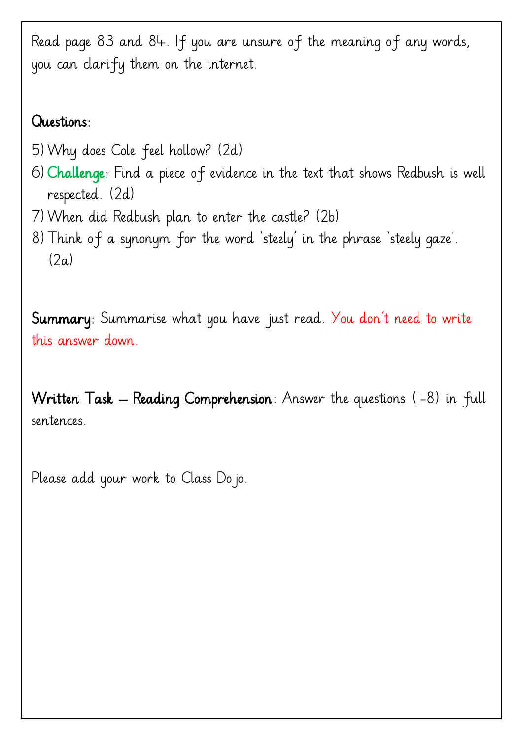Read page 83 and 84. If you are unsure of the meaning of any words, you can clarify them on the internet.

**Questions:**

5) Why does Cole feel hollow? (2d)
6) **Challenge**: Find a piece of evidence in the text that shows Redbush is well respected. (2d)
7) When did Redbush plan to enter the castle? (2b)
8) Think of a synonym for the word 'steely' in the phrase 'steely gaze'. (2a)

**Summary:** Summarise what you have just read. You don't need to write this answer down.

**Written Task – Reading Comprehension**: Answer the questions (1-8) in full sentences.

Please add your work to Class Dojo.